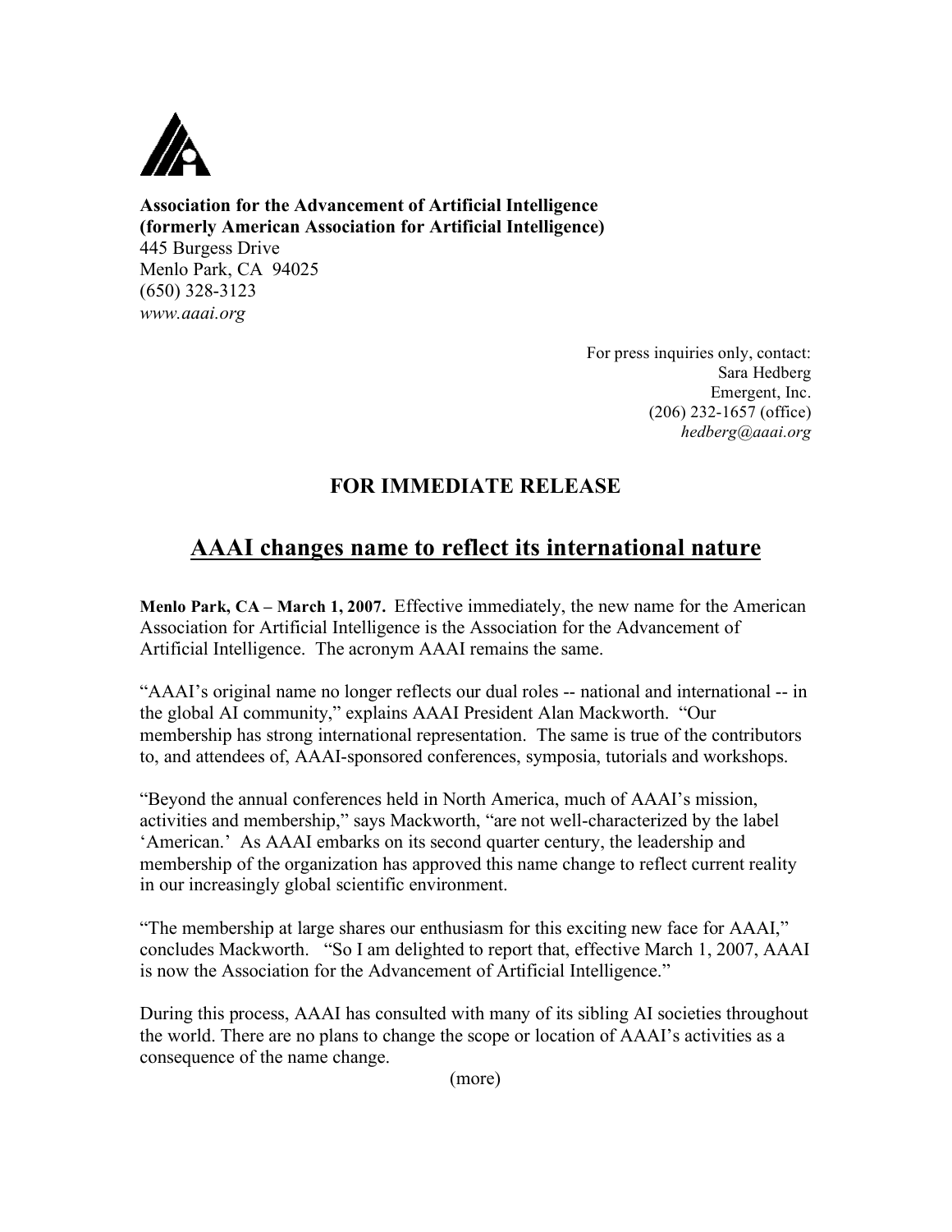**Association for the Advancement of Artificial Intelligence**
**(formerly American Association for Artificial Intelligence)**
445 Burgess Drive
Menlo Park, CA 94025
(650) 328-3123
*www.aaai.org*

For press inquiries only, contact:
Sara Hedberg
Emergent, Inc.
(206) 232-1657 (office)
*hedberg@aaai.org*

## FOR IMMEDIATE RELEASE

# AAAI changes name to reflect its international nature

**Menlo Park, CA – March 1, 2007.** Effective immediately, the new name for the American Association for Artificial Intelligence is the Association for the Advancement of Artificial Intelligence. The acronym AAAI remains the same.

"AAAI's original name no longer reflects our dual roles -- national and international -- in the global AI community," explains AAAI President Alan Mackworth. "Our membership has strong international representation. The same is true of the contributors to, and attendees of, AAAI-sponsored conferences, symposia, tutorials and workshops.

"Beyond the annual conferences held in North America, much of AAAI's mission, activities and membership," says Mackworth, "are not well-characterized by the label 'American.' As AAAI embarks on its second quarter century, the leadership and membership of the organization has approved this name change to reflect current reality in our increasingly global scientific environment.

"The membership at large shares our enthusiasm for this exciting new face for AAAI," concludes Mackworth. "So I am delighted to report that, effective March 1, 2007, AAAI is now the Association for the Advancement of Artificial Intelligence."

During this process, AAAI has consulted with many of its sibling AI societies throughout the world. There are no plans to change the scope or location of AAAI's activities as a consequence of the name change.

(more)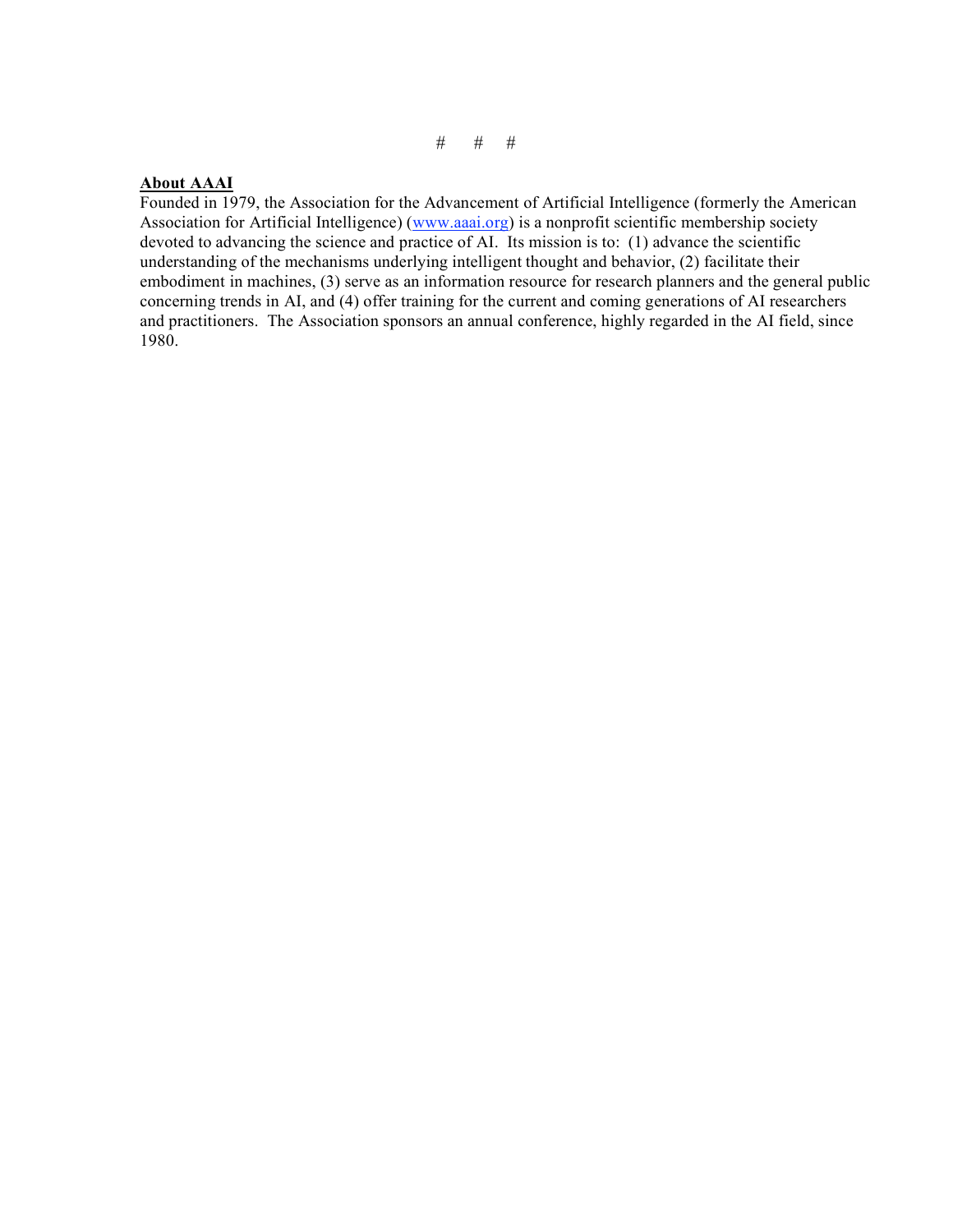#     #     #

**About AAAI**

Founded in 1979, the Association for the Advancement of Artificial Intelligence (formerly the American Association for Artificial Intelligence) (www.aaai.org) is a nonprofit scientific membership society devoted to advancing the science and practice of AI. Its mission is to: (1) advance the scientific understanding of the mechanisms underlying intelligent thought and behavior, (2) facilitate their embodiment in machines, (3) serve as an information resource for research planners and the general public concerning trends in AI, and (4) offer training for the current and coming generations of AI researchers and practitioners. The Association sponsors an annual conference, highly regarded in the AI field, since 1980.